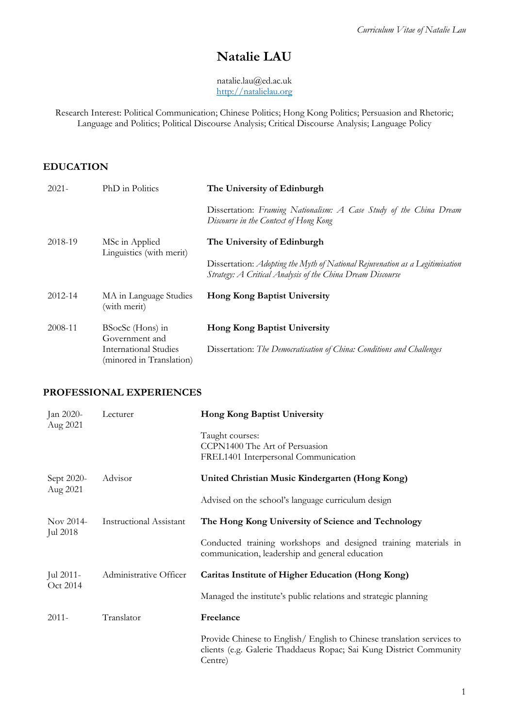# Natalie LAU

natalie.lau@ed.ac.uk
http://natalielau.org

Research Interest: Political Communication; Chinese Politics; Hong Kong Politics; Persuasion and Rhetoric; Language and Politics; Political Discourse Analysis; Critical Discourse Analysis; Language Policy

## EDUCATION

| | | |
|---|---|---|
| 2021- | PhD in Politics | **The University of Edinburgh**<br>Dissertation: *Framing Nationalism: A Case Study of the China Dream Discourse in the Context of Hong Kong* |
| 2018-19 | MSc in Applied Linguistics (with merit) | **The University of Edinburgh**<br>Dissertation: *Adopting the Myth of National Rejuvenation as a Legitimisation Strategy: A Critical Analysis of the China Dream Discourse* |
| 2012-14 | MA in Language Studies (with merit) | **Hong Kong Baptist University** |
| 2008-11 | BSocSc (Hons) in Government and International Studies (minored in Translation) | **Hong Kong Baptist University**<br>Dissertation: *The Democratisation of China: Conditions and Challenges* |

## PROFESSIONAL EXPERIENCES

| | | |
|---|---|---|
| Jan 2020-Aug 2021 | Lecturer | **Hong Kong Baptist University**<br>Taught courses:<br>CCPN1400 The Art of Persuasion<br>FREL1401 Interpersonal Communication |
| Sept 2020-Aug 2021 | Advisor | **United Christian Music Kindergarten (Hong Kong)**<br>Advised on the school's language curriculum design |
| Nov 2014-Jul 2018 | Instructional Assistant | **The Hong Kong University of Science and Technology**<br>Conducted training workshops and designed training materials in communication, leadership and general education |
| Jul 2011-Oct 2014 | Administrative Officer | **Caritas Institute of Higher Education (Hong Kong)**<br>Managed the institute's public relations and strategic planning |
| 2011- | Translator | **Freelance**<br>Provide Chinese to English/ English to Chinese translation services to clients (e.g. Galerie Thaddaeus Ropac; Sai Kung District Community Centre) |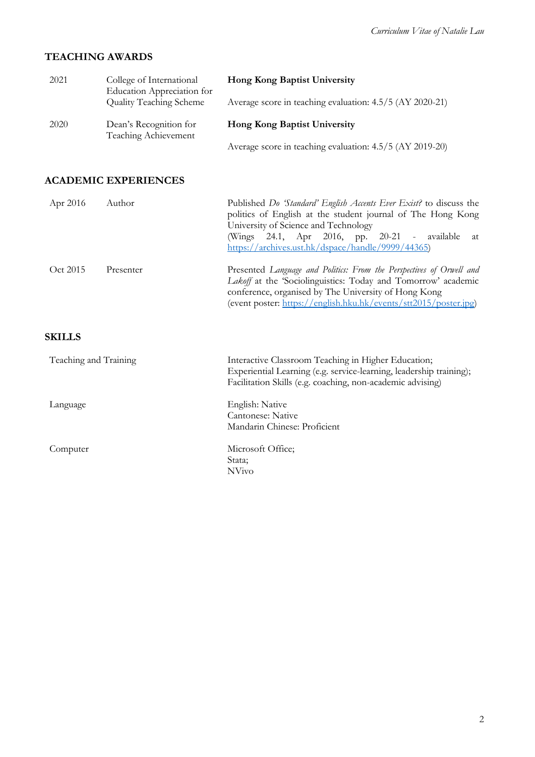## TEACHING AWARDS

| | | |
|---|---|---|
| 2021 | College of International Education Appreciation for Quality Teaching Scheme | **Hong Kong Baptist University**<br><br>Average score in teaching evaluation: 4.5/5 (AY 2020-21) |
| 2020 | Dean's Recognition for Teaching Achievement | **Hong Kong Baptist University**<br><br>Average score in teaching evaluation: 4.5/5 (AY 2019-20) |

## ACADEMIC EXPERIENCES

| | | |
|---|---|---|
| Apr 2016 | Author | Published *Do 'Standard' English Accents Ever Exist?* to discuss the politics of English at the student journal of The Hong Kong University of Science and Technology<br>(Wings 24.1, Apr 2016, pp. 20-21 - available at https://archives.ust.hk/dspace/handle/9999/44365) |
| Oct 2015 | Presenter | Presented *Language and Politics: From the Perspectives of Orwell and Lakoff* at the 'Sociolinguistics: Today and Tomorrow' academic conference, organised by The University of Hong Kong<br>(event poster: https://english.hku.hk/events/stt2015/poster.jpg) |

## SKILLS

| | |
|---|---|
| Teaching and Training | Interactive Classroom Teaching in Higher Education;<br>Experiential Learning (e.g. service-learning, leadership training);<br>Facilitation Skills (e.g. coaching, non-academic advising) |
| Language | English: Native<br>Cantonese: Native<br>Mandarin Chinese: Proficient |
| Computer | Microsoft Office;<br>Stata;<br>NVivo |